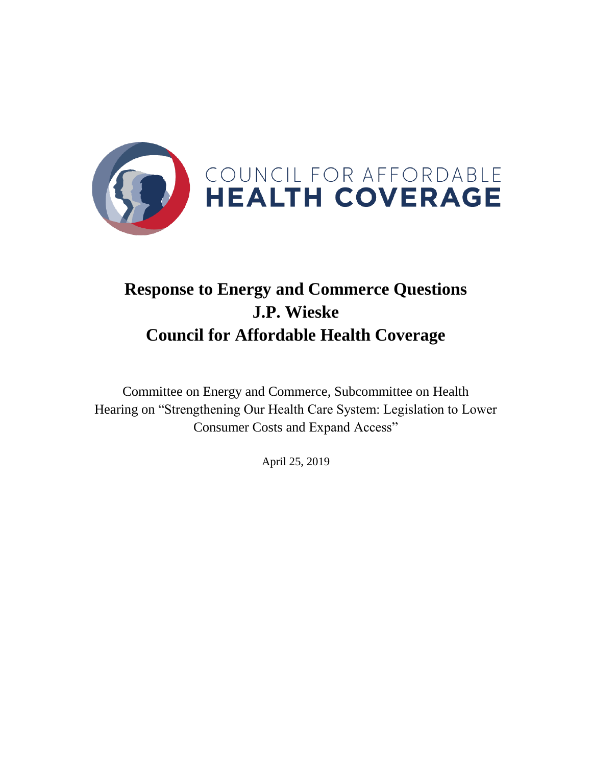COUNCIL FOR AFFORDABLE
**HEALTH COVERAGE**

# Response to Energy and Commerce Questions
# J.P. Wieske
# Council for Affordable Health Coverage

Committee on Energy and Commerce, Subcommittee on Health
Hearing on "Strengthening Our Health Care System: Legislation to Lower Consumer Costs and Expand Access"

April 25, 2019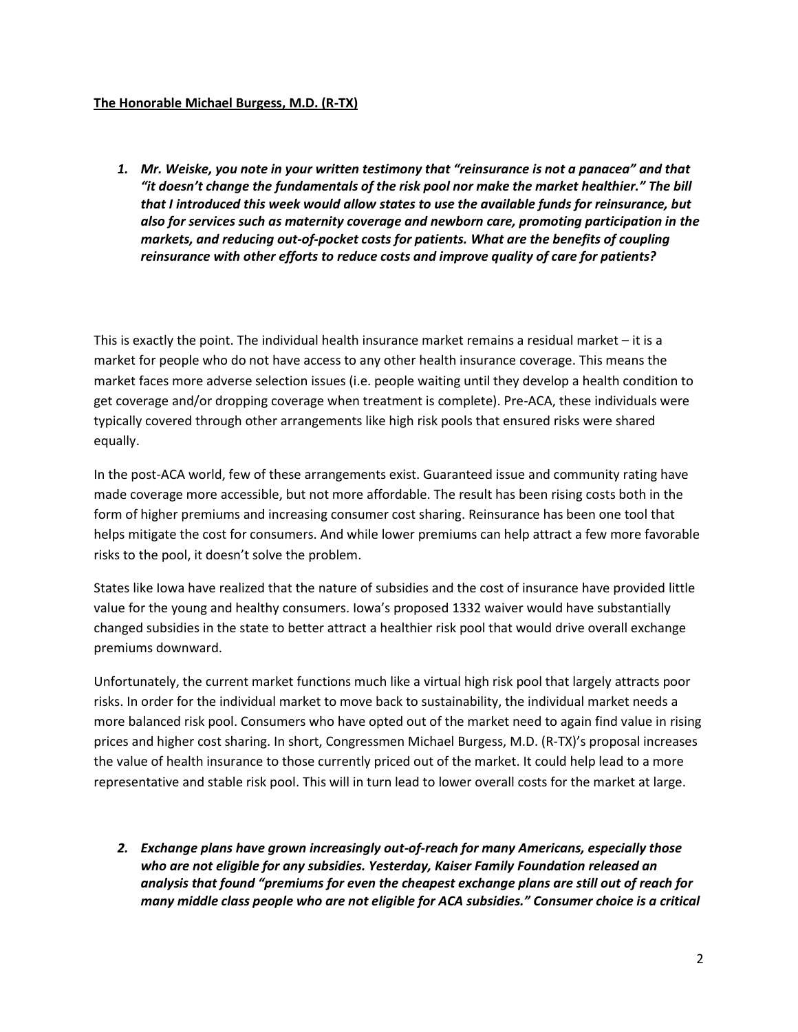**The Honorable Michael Burgess, M.D. (R-TX)**

1. ***Mr. Weiske, you note in your written testimony that "reinsurance is not a panacea" and that "it doesn't change the fundamentals of the risk pool nor make the market healthier." The bill that I introduced this week would allow states to use the available funds for reinsurance, but also for services such as maternity coverage and newborn care, promoting participation in the markets, and reducing out-of-pocket costs for patients. What are the benefits of coupling reinsurance with other efforts to reduce costs and improve quality of care for patients?***

This is exactly the point. The individual health insurance market remains a residual market – it is a market for people who do not have access to any other health insurance coverage. This means the market faces more adverse selection issues (i.e. people waiting until they develop a health condition to get coverage and/or dropping coverage when treatment is complete). Pre-ACA, these individuals were typically covered through other arrangements like high risk pools that ensured risks were shared equally.

In the post-ACA world, few of these arrangements exist. Guaranteed issue and community rating have made coverage more accessible, but not more affordable. The result has been rising costs both in the form of higher premiums and increasing consumer cost sharing. Reinsurance has been one tool that helps mitigate the cost for consumers. And while lower premiums can help attract a few more favorable risks to the pool, it doesn't solve the problem.

States like Iowa have realized that the nature of subsidies and the cost of insurance have provided little value for the young and healthy consumers. Iowa's proposed 1332 waiver would have substantially changed subsidies in the state to better attract a healthier risk pool that would drive overall exchange premiums downward.

Unfortunately, the current market functions much like a virtual high risk pool that largely attracts poor risks. In order for the individual market to move back to sustainability, the individual market needs a more balanced risk pool. Consumers who have opted out of the market need to again find value in rising prices and higher cost sharing. In short, Congressmen Michael Burgess, M.D. (R-TX)'s proposal increases the value of health insurance to those currently priced out of the market. It could help lead to a more representative and stable risk pool. This will in turn lead to lower overall costs for the market at large.

2. ***Exchange plans have grown increasingly out-of-reach for many Americans, especially those who are not eligible for any subsidies. Yesterday, Kaiser Family Foundation released an analysis that found "premiums for even the cheapest exchange plans are still out of reach for many middle class people who are not eligible for ACA subsidies." Consumer choice is a critical***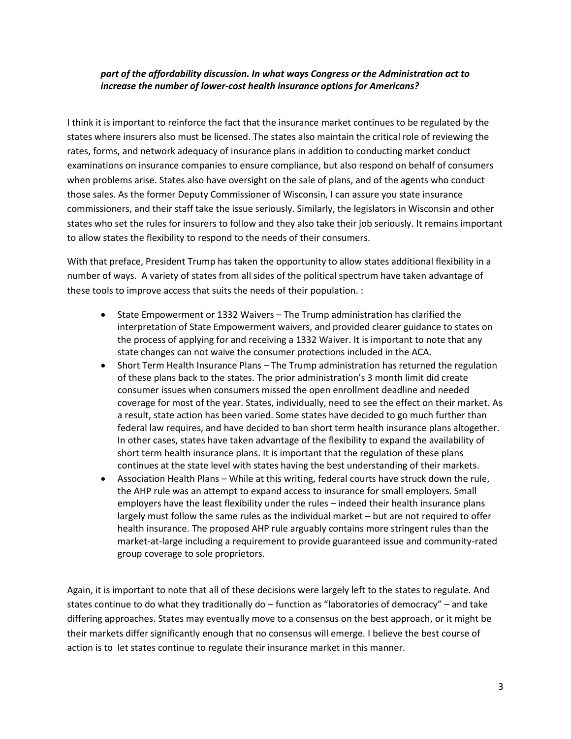***part of the affordability discussion. In what ways Congress or the Administration act to increase the number of lower-cost health insurance options for Americans?***

I think it is important to reinforce the fact that the insurance market continues to be regulated by the states where insurers also must be licensed. The states also maintain the critical role of reviewing the rates, forms, and network adequacy of insurance plans in addition to conducting market conduct examinations on insurance companies to ensure compliance, but also respond on behalf of consumers when problems arise. States also have oversight on the sale of plans, and of the agents who conduct those sales. As the former Deputy Commissioner of Wisconsin, I can assure you state insurance commissioners, and their staff take the issue seriously. Similarly, the legislators in Wisconsin and other states who set the rules for insurers to follow and they also take their job seriously. It remains important to allow states the flexibility to respond to the needs of their consumers.

With that preface, President Trump has taken the opportunity to allow states additional flexibility in a number of ways. A variety of states from all sides of the political spectrum have taken advantage of these tools to improve access that suits the needs of their population. :

- State Empowerment or 1332 Waivers – The Trump administration has clarified the interpretation of State Empowerment waivers, and provided clearer guidance to states on the process of applying for and receiving a 1332 Waiver. It is important to note that any state changes can not waive the consumer protections included in the ACA.
- Short Term Health Insurance Plans – The Trump administration has returned the regulation of these plans back to the states. The prior administration's 3 month limit did create consumer issues when consumers missed the open enrollment deadline and needed coverage for most of the year. States, individually, need to see the effect on their market. As a result, state action has been varied. Some states have decided to go much further than federal law requires, and have decided to ban short term health insurance plans altogether. In other cases, states have taken advantage of the flexibility to expand the availability of short term health insurance plans. It is important that the regulation of these plans continues at the state level with states having the best understanding of their markets.
- Association Health Plans – While at this writing, federal courts have struck down the rule, the AHP rule was an attempt to expand access to insurance for small employers. Small employers have the least flexibility under the rules – indeed their health insurance plans largely must follow the same rules as the individual market – but are not required to offer health insurance. The proposed AHP rule arguably contains more stringent rules than the market-at-large including a requirement to provide guaranteed issue and community-rated group coverage to sole proprietors.

Again, it is important to note that all of these decisions were largely left to the states to regulate. And states continue to do what they traditionally do – function as "laboratories of democracy" – and take differing approaches. States may eventually move to a consensus on the best approach, or it might be their markets differ significantly enough that no consensus will emerge. I believe the best course of action is to let states continue to regulate their insurance market in this manner.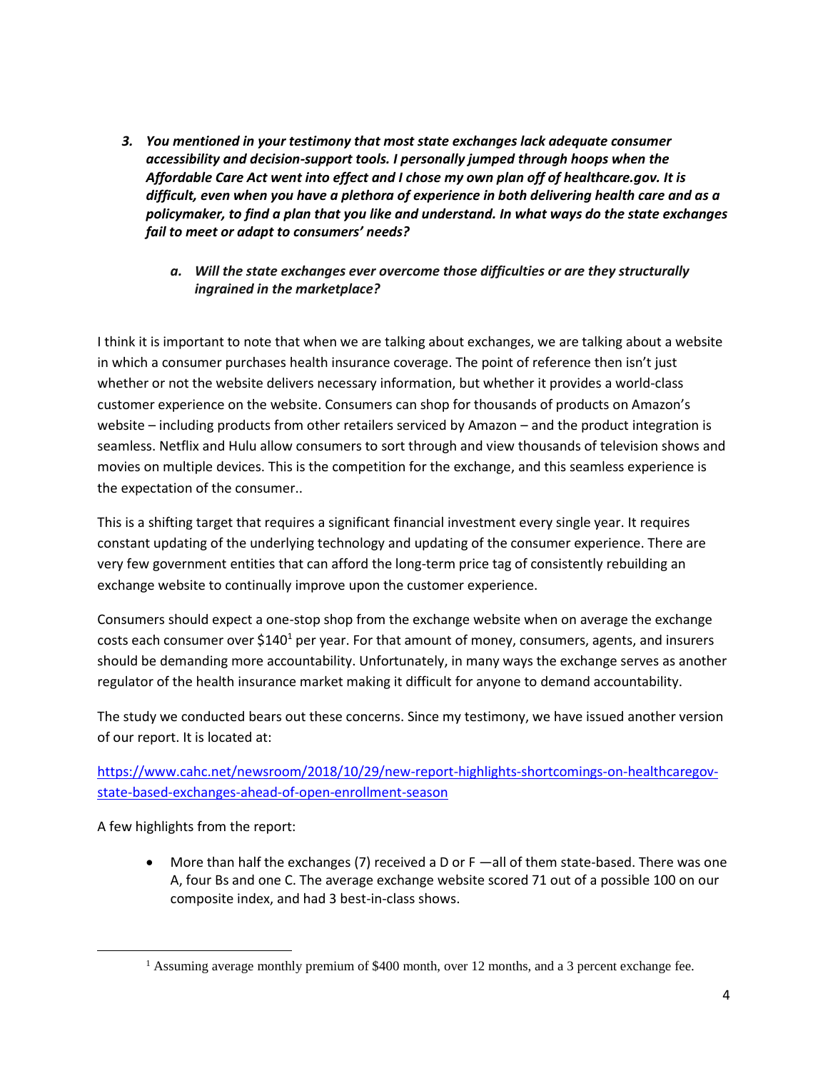3. ***You mentioned in your testimony that most state exchanges lack adequate consumer accessibility and decision-support tools. I personally jumped through hoops when the Affordable Care Act went into effect and I chose my own plan off of healthcare.gov. It is difficult, even when you have a plethora of experience in both delivering health care and as a policymaker, to find a plan that you like and understand. In what ways do the state exchanges fail to meet or adapt to consumers' needs?***

   a. ***Will the state exchanges ever overcome those difficulties or are they structurally ingrained in the marketplace?***

I think it is important to note that when we are talking about exchanges, we are talking about a website in which a consumer purchases health insurance coverage. The point of reference then isn't just whether or not the website delivers necessary information, but whether it provides a world-class customer experience on the website. Consumers can shop for thousands of products on Amazon's website – including products from other retailers serviced by Amazon – and the product integration is seamless. Netflix and Hulu allow consumers to sort through and view thousands of television shows and movies on multiple devices. This is the competition for the exchange, and this seamless experience is the expectation of the consumer..

This is a shifting target that requires a significant financial investment every single year. It requires constant updating of the underlying technology and updating of the consumer experience. There are very few government entities that can afford the long-term price tag of consistently rebuilding an exchange website to continually improve upon the customer experience.

Consumers should expect a one-stop shop from the exchange website when on average the exchange costs each consumer over $140[1] per year. For that amount of money, consumers, agents, and insurers should be demanding more accountability. Unfortunately, in many ways the exchange serves as another regulator of the health insurance market making it difficult for anyone to demand accountability.

The study we conducted bears out these concerns. Since my testimony, we have issued another version of our report. It is located at:

[https://www.cahc.net/newsroom/2018/10/29/new-report-highlights-shortcomings-on-healthcaregov-state-based-exchanges-ahead-of-open-enrollment-season](https://www.cahc.net/newsroom/2018/10/29/new-report-highlights-shortcomings-on-healthcaregov-state-based-exchanges-ahead-of-open-enrollment-season)

A few highlights from the report:

- More than half the exchanges (7) received a D or F —all of them state-based. There was one A, four Bs and one C. The average exchange website scored 71 out of a possible 100 on our composite index, and had 3 best-in-class shows.

[1] Assuming average monthly premium of $400 month, over 12 months, and a 3 percent exchange fee.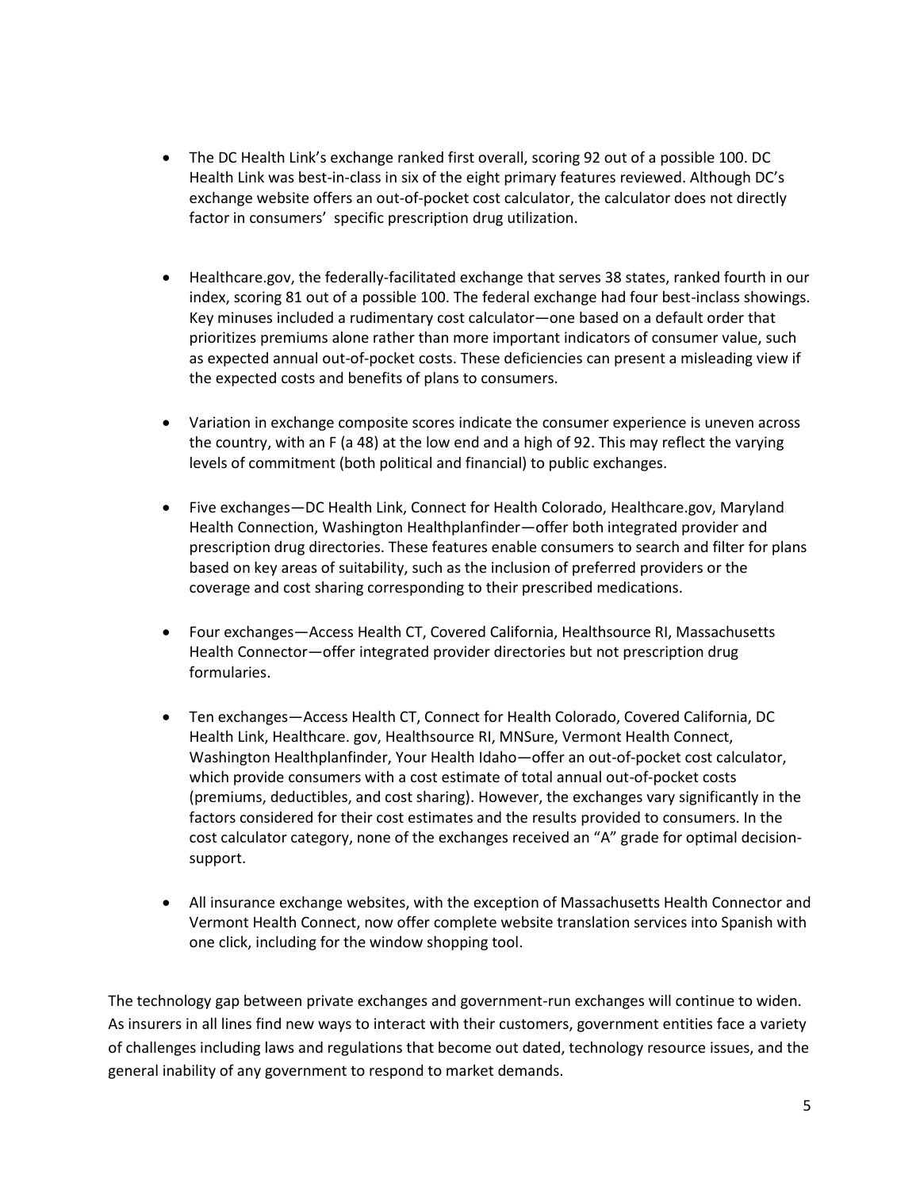- The DC Health Link's exchange ranked first overall, scoring 92 out of a possible 100. DC Health Link was best-in-class in six of the eight primary features reviewed. Although DC's exchange website offers an out-of-pocket cost calculator, the calculator does not directly factor in consumers'  specific prescription drug utilization.

- Healthcare.gov, the federally-facilitated exchange that serves 38 states, ranked fourth in our index, scoring 81 out of a possible 100. The federal exchange had four best-inclass showings. Key minuses included a rudimentary cost calculator—one based on a default order that prioritizes premiums alone rather than more important indicators of consumer value, such as expected annual out-of-pocket costs. These deficiencies can present a misleading view if the expected costs and benefits of plans to consumers.

- Variation in exchange composite scores indicate the consumer experience is uneven across the country, with an F (a 48) at the low end and a high of 92. This may reflect the varying levels of commitment (both political and financial) to public exchanges.

- Five exchanges—DC Health Link, Connect for Health Colorado, Healthcare.gov, Maryland Health Connection, Washington Healthplanfinder—offer both integrated provider and prescription drug directories. These features enable consumers to search and filter for plans based on key areas of suitability, such as the inclusion of preferred providers or the coverage and cost sharing corresponding to their prescribed medications.

- Four exchanges—Access Health CT, Covered California, Healthsource RI, Massachusetts Health Connector—offer integrated provider directories but not prescription drug formularies.

- Ten exchanges—Access Health CT, Connect for Health Colorado, Covered California, DC Health Link, Healthcare. gov, Healthsource RI, MNSure, Vermont Health Connect, Washington Healthplanfinder, Your Health Idaho—offer an out-of-pocket cost calculator, which provide consumers with a cost estimate of total annual out-of-pocket costs (premiums, deductibles, and cost sharing). However, the exchanges vary significantly in the factors considered for their cost estimates and the results provided to consumers. In the cost calculator category, none of the exchanges received an "A" grade for optimal decision-support.

- All insurance exchange websites, with the exception of Massachusetts Health Connector and Vermont Health Connect, now offer complete website translation services into Spanish with one click, including for the window shopping tool.

The technology gap between private exchanges and government-run exchanges will continue to widen. As insurers in all lines find new ways to interact with their customers, government entities face a variety of challenges including laws and regulations that become out dated, technology resource issues, and the general inability of any government to respond to market demands.